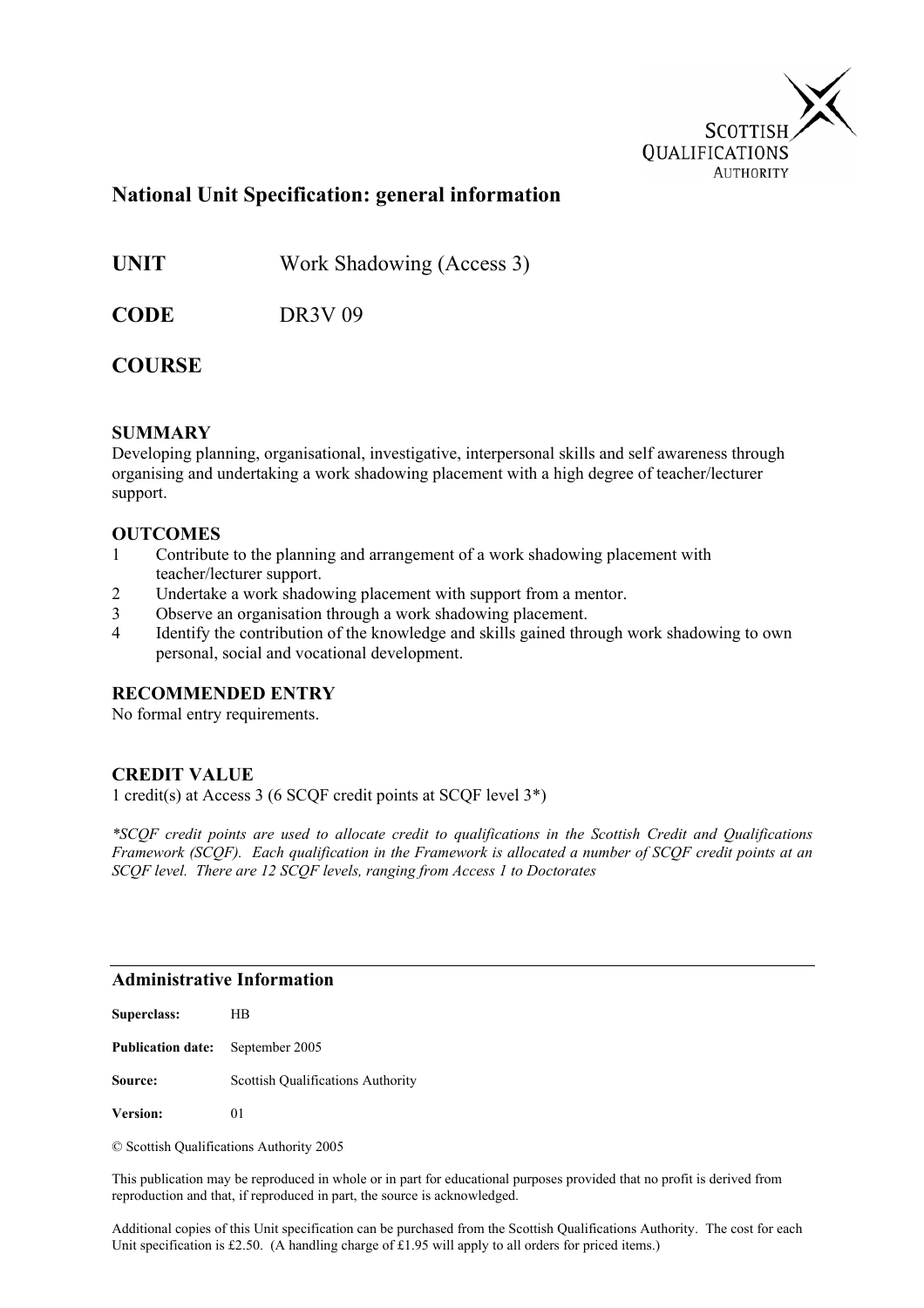SCOTTISH QUALIFICATIONS AUTHORITY

# National Unit Specification: general information

**UNIT** Work Shadowing (Access 3)

**CODE** DR3V 09

**COURSE**

## SUMMARY

Developing planning, organisational, investigative, interpersonal skills and self awareness through organising and undertaking a work shadowing placement with a high degree of teacher/lecturer support.

## OUTCOMES

1. Contribute to the planning and arrangement of a work shadowing placement with teacher/lecturer support.
2. Undertake a work shadowing placement with support from a mentor.
3. Observe an organisation through a work shadowing placement.
4. Identify the contribution of the knowledge and skills gained through work shadowing to own personal, social and vocational development.

## RECOMMENDED ENTRY

No formal entry requirements.

## CREDIT VALUE

1 credit(s) at Access 3 (6 SCQF credit points at SCQF level 3*)

*\*SCQF credit points are used to allocate credit to qualifications in the Scottish Credit and Qualifications Framework (SCQF). Each qualification in the Framework is allocated a number of SCQF credit points at an SCQF level. There are 12 SCQF levels, ranging from Access 1 to Doctorates*

---

## Administrative Information

**Superclass:** HB

**Publication date:** September 2005

**Source:** Scottish Qualifications Authority

**Version:** 01

© Scottish Qualifications Authority 2005

This publication may be reproduced in whole or in part for educational purposes provided that no profit is derived from reproduction and that, if reproduced in part, the source is acknowledged.

Additional copies of this Unit specification can be purchased from the Scottish Qualifications Authority. The cost for each Unit specification is £2.50. (A handling charge of £1.95 will apply to all orders for priced items.)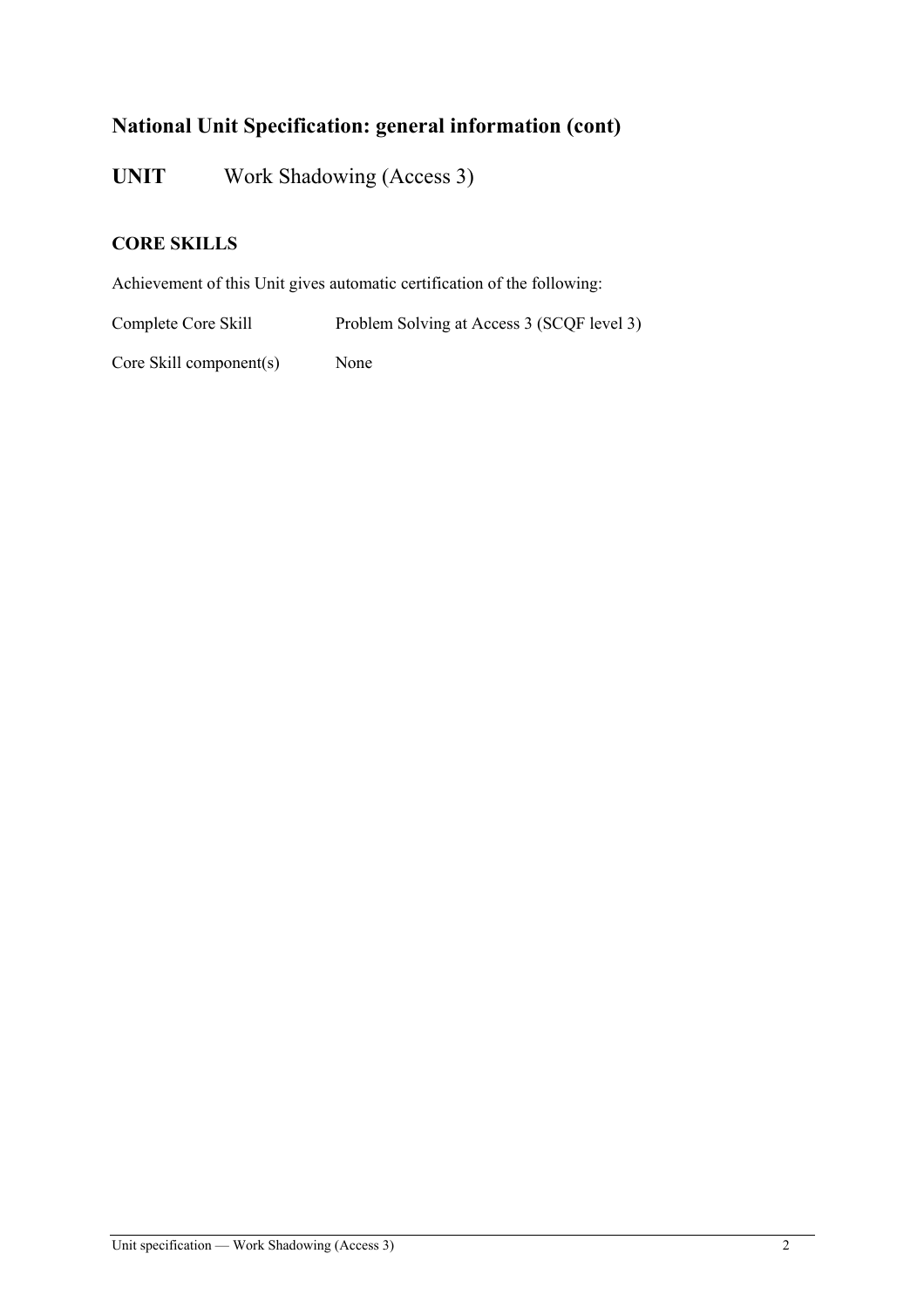## National Unit Specification: general information (cont)

**UNIT** Work Shadowing (Access 3)

### CORE SKILLS

Achievement of this Unit gives automatic certification of the following:

Complete Core Skill Problem Solving at Access 3 (SCQF level 3)

Core Skill component(s) None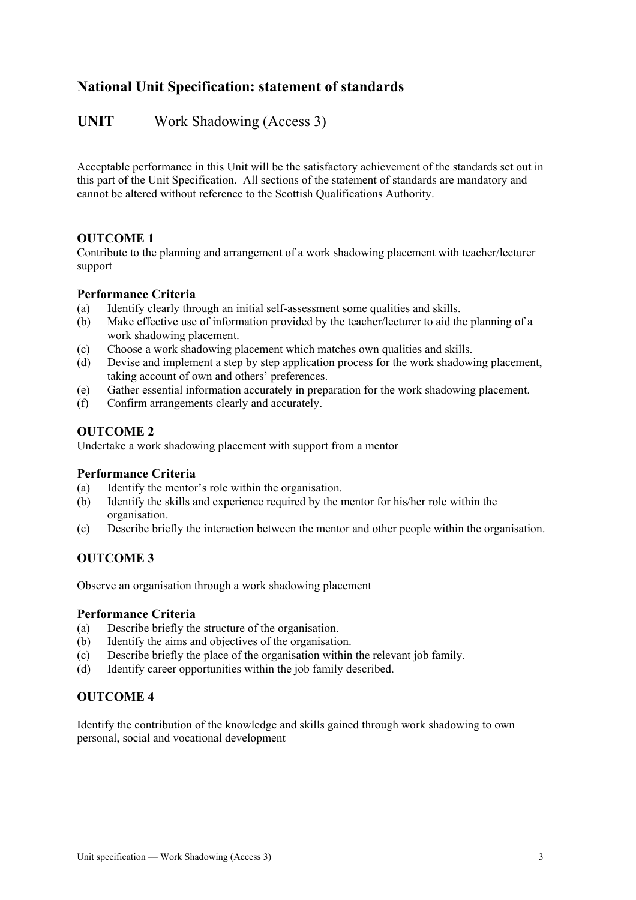## National Unit Specification: statement of standards

## UNIT Work Shadowing (Access 3)

Acceptable performance in this Unit will be the satisfactory achievement of the standards set out in this part of the Unit Specification. All sections of the statement of standards are mandatory and cannot be altered without reference to the Scottish Qualifications Authority.

### OUTCOME 1

Contribute to the planning and arrangement of a work shadowing placement with teacher/lecturer support

#### Performance Criteria

(a) Identify clearly through an initial self-assessment some qualities and skills.
(b) Make effective use of information provided by the teacher/lecturer to aid the planning of a work shadowing placement.
(c) Choose a work shadowing placement which matches own qualities and skills.
(d) Devise and implement a step by step application process for the work shadowing placement, taking account of own and others' preferences.
(e) Gather essential information accurately in preparation for the work shadowing placement.
(f) Confirm arrangements clearly and accurately.

### OUTCOME 2

Undertake a work shadowing placement with support from a mentor

#### Performance Criteria

(a) Identify the mentor's role within the organisation.
(b) Identify the skills and experience required by the mentor for his/her role within the organisation.
(c) Describe briefly the interaction between the mentor and other people within the organisation.

### OUTCOME 3

Observe an organisation through a work shadowing placement

#### Performance Criteria

(a) Describe briefly the structure of the organisation.
(b) Identify the aims and objectives of the organisation.
(c) Describe briefly the place of the organisation within the relevant job family.
(d) Identify career opportunities within the job family described.

### OUTCOME 4

Identify the contribution of the knowledge and skills gained through work shadowing to own personal, social and vocational development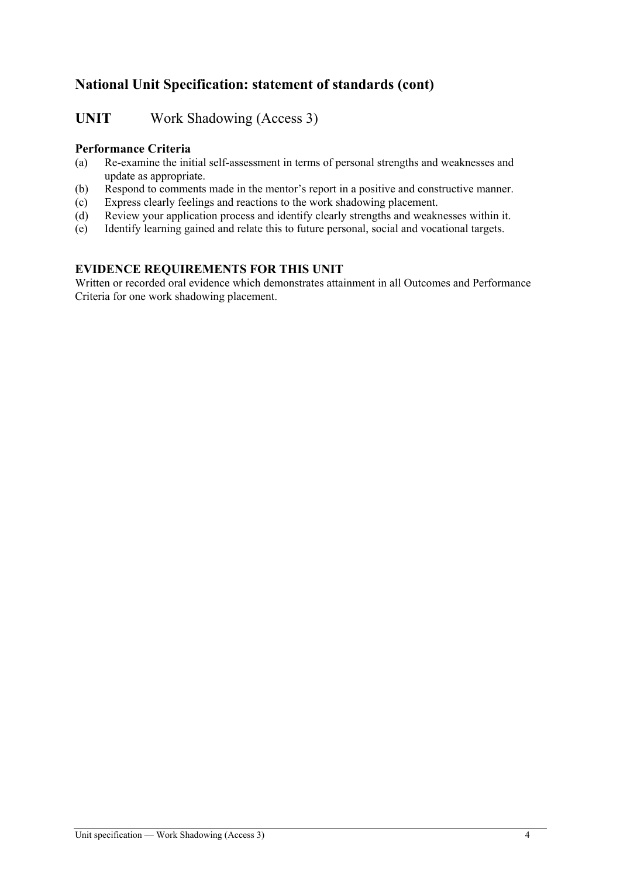## National Unit Specification: statement of standards (cont)

## UNIT Work Shadowing (Access 3)

### Performance Criteria

(a) Re-examine the initial self-assessment in terms of personal strengths and weaknesses and update as appropriate.
(b) Respond to comments made in the mentor's report in a positive and constructive manner.
(c) Express clearly feelings and reactions to the work shadowing placement.
(d) Review your application process and identify clearly strengths and weaknesses within it.
(e) Identify learning gained and relate this to future personal, social and vocational targets.

### EVIDENCE REQUIREMENTS FOR THIS UNIT

Written or recorded oral evidence which demonstrates attainment in all Outcomes and Performance Criteria for one work shadowing placement.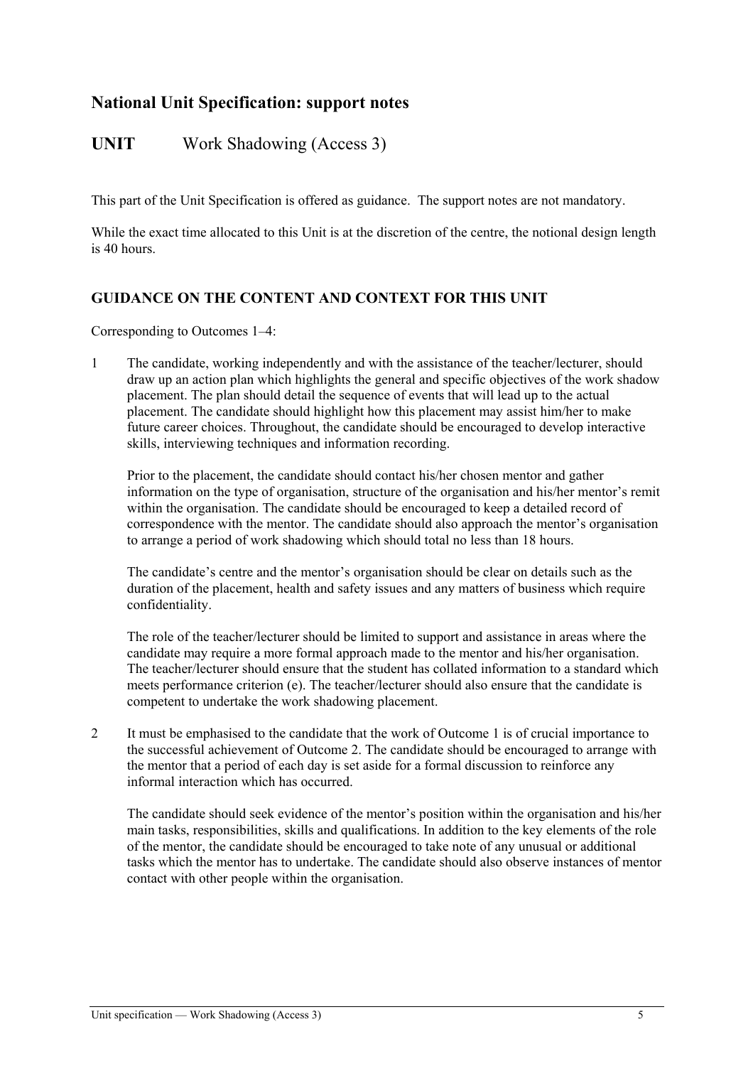## National Unit Specification: support notes

## UNIT Work Shadowing (Access 3)

This part of the Unit Specification is offered as guidance. The support notes are not mandatory.

While the exact time allocated to this Unit is at the discretion of the centre, the notional design length is 40 hours.

### GUIDANCE ON THE CONTENT AND CONTEXT FOR THIS UNIT

Corresponding to Outcomes 1–4:

1 The candidate, working independently and with the assistance of the teacher/lecturer, should draw up an action plan which highlights the general and specific objectives of the work shadow placement. The plan should detail the sequence of events that will lead up to the actual placement. The candidate should highlight how this placement may assist him/her to make future career choices. Throughout, the candidate should be encouraged to develop interactive skills, interviewing techniques and information recording.

   Prior to the placement, the candidate should contact his/her chosen mentor and gather information on the type of organisation, structure of the organisation and his/her mentor's remit within the organisation. The candidate should be encouraged to keep a detailed record of correspondence with the mentor. The candidate should also approach the mentor's organisation to arrange a period of work shadowing which should total no less than 18 hours.

   The candidate's centre and the mentor's organisation should be clear on details such as the duration of the placement, health and safety issues and any matters of business which require confidentiality.

   The role of the teacher/lecturer should be limited to support and assistance in areas where the candidate may require a more formal approach made to the mentor and his/her organisation. The teacher/lecturer should ensure that the student has collated information to a standard which meets performance criterion (e). The teacher/lecturer should also ensure that the candidate is competent to undertake the work shadowing placement.

2 It must be emphasised to the candidate that the work of Outcome 1 is of crucial importance to the successful achievement of Outcome 2. The candidate should be encouraged to arrange with the mentor that a period of each day is set aside for a formal discussion to reinforce any informal interaction which has occurred.

   The candidate should seek evidence of the mentor's position within the organisation and his/her main tasks, responsibilities, skills and qualifications. In addition to the key elements of the role of the mentor, the candidate should be encouraged to take note of any unusual or additional tasks which the mentor has to undertake. The candidate should also observe instances of mentor contact with other people within the organisation.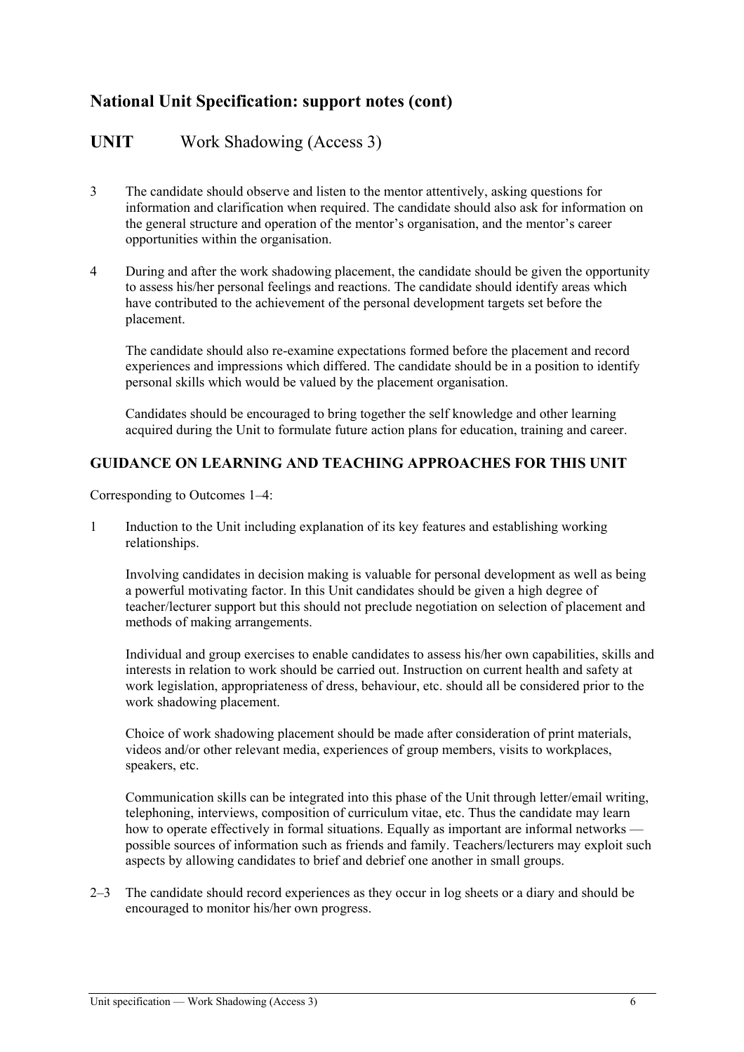## National Unit Specification: support notes (cont)

## UNIT Work Shadowing (Access 3)

3 The candidate should observe and listen to the mentor attentively, asking questions for information and clarification when required. The candidate should also ask for information on the general structure and operation of the mentor's organisation, and the mentor's career opportunities within the organisation.

4 During and after the work shadowing placement, the candidate should be given the opportunity to assess his/her personal feelings and reactions. The candidate should identify areas which have contributed to the achievement of the personal development targets set before the placement.

The candidate should also re-examine expectations formed before the placement and record experiences and impressions which differed. The candidate should be in a position to identify personal skills which would be valued by the placement organisation.

Candidates should be encouraged to bring together the self knowledge and other learning acquired during the Unit to formulate future action plans for education, training and career.

### GUIDANCE ON LEARNING AND TEACHING APPROACHES FOR THIS UNIT

Corresponding to Outcomes 1–4:

1 Induction to the Unit including explanation of its key features and establishing working relationships.

Involving candidates in decision making is valuable for personal development as well as being a powerful motivating factor. In this Unit candidates should be given a high degree of teacher/lecturer support but this should not preclude negotiation on selection of placement and methods of making arrangements.

Individual and group exercises to enable candidates to assess his/her own capabilities, skills and interests in relation to work should be carried out. Instruction on current health and safety at work legislation, appropriateness of dress, behaviour, etc. should all be considered prior to the work shadowing placement.

Choice of work shadowing placement should be made after consideration of print materials, videos and/or other relevant media, experiences of group members, visits to workplaces, speakers, etc.

Communication skills can be integrated into this phase of the Unit through letter/email writing, telephoning, interviews, composition of curriculum vitae, etc. Thus the candidate may learn how to operate effectively in formal situations. Equally as important are informal networks — possible sources of information such as friends and family. Teachers/lecturers may exploit such aspects by allowing candidates to brief and debrief one another in small groups.

2–3 The candidate should record experiences as they occur in log sheets or a diary and should be encouraged to monitor his/her own progress.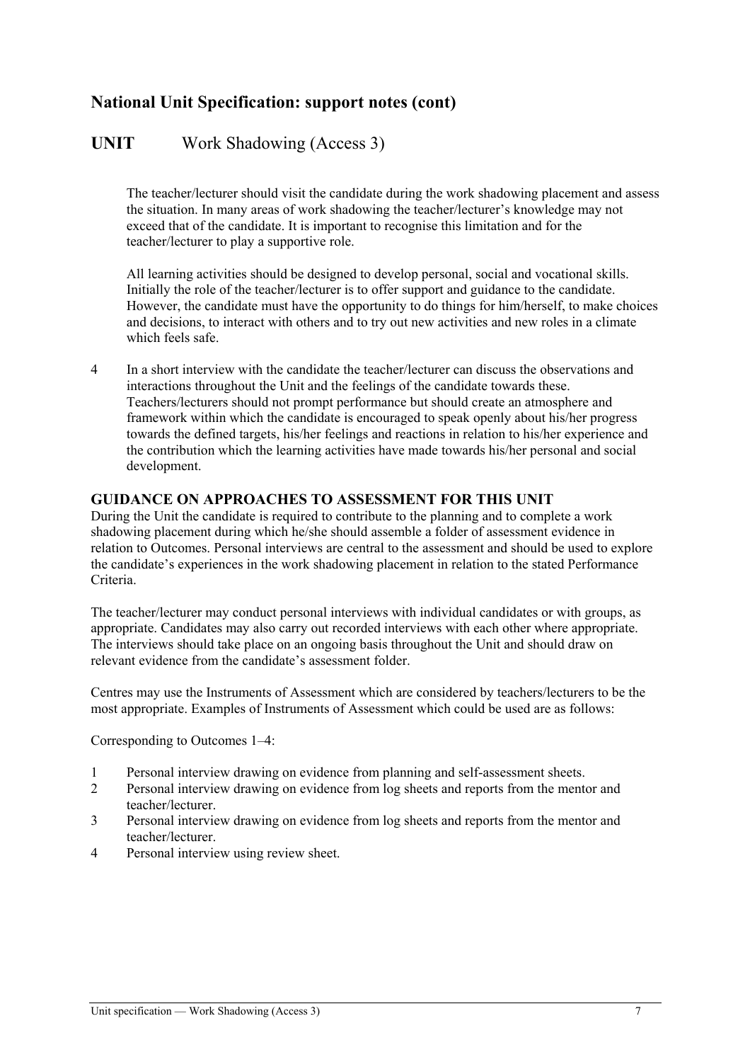## National Unit Specification: support notes (cont)

## UNIT Work Shadowing (Access 3)

The teacher/lecturer should visit the candidate during the work shadowing placement and assess the situation. In many areas of work shadowing the teacher/lecturer's knowledge may not exceed that of the candidate. It is important to recognise this limitation and for the teacher/lecturer to play a supportive role.

All learning activities should be designed to develop personal, social and vocational skills. Initially the role of the teacher/lecturer is to offer support and guidance to the candidate. However, the candidate must have the opportunity to do things for him/herself, to make choices and decisions, to interact with others and to try out new activities and new roles in a climate which feels safe.

4 In a short interview with the candidate the teacher/lecturer can discuss the observations and interactions throughout the Unit and the feelings of the candidate towards these. Teachers/lecturers should not prompt performance but should create an atmosphere and framework within which the candidate is encouraged to speak openly about his/her progress towards the defined targets, his/her feelings and reactions in relation to his/her experience and the contribution which the learning activities have made towards his/her personal and social development.

### GUIDANCE ON APPROACHES TO ASSESSMENT FOR THIS UNIT

During the Unit the candidate is required to contribute to the planning and to complete a work shadowing placement during which he/she should assemble a folder of assessment evidence in relation to Outcomes. Personal interviews are central to the assessment and should be used to explore the candidate's experiences in the work shadowing placement in relation to the stated Performance Criteria.

The teacher/lecturer may conduct personal interviews with individual candidates or with groups, as appropriate. Candidates may also carry out recorded interviews with each other where appropriate. The interviews should take place on an ongoing basis throughout the Unit and should draw on relevant evidence from the candidate's assessment folder.

Centres may use the Instruments of Assessment which are considered by teachers/lecturers to be the most appropriate. Examples of Instruments of Assessment which could be used are as follows:

Corresponding to Outcomes 1–4:

1 Personal interview drawing on evidence from planning and self-assessment sheets.
2 Personal interview drawing on evidence from log sheets and reports from the mentor and teacher/lecturer.
3 Personal interview drawing on evidence from log sheets and reports from the mentor and teacher/lecturer.
4 Personal interview using review sheet.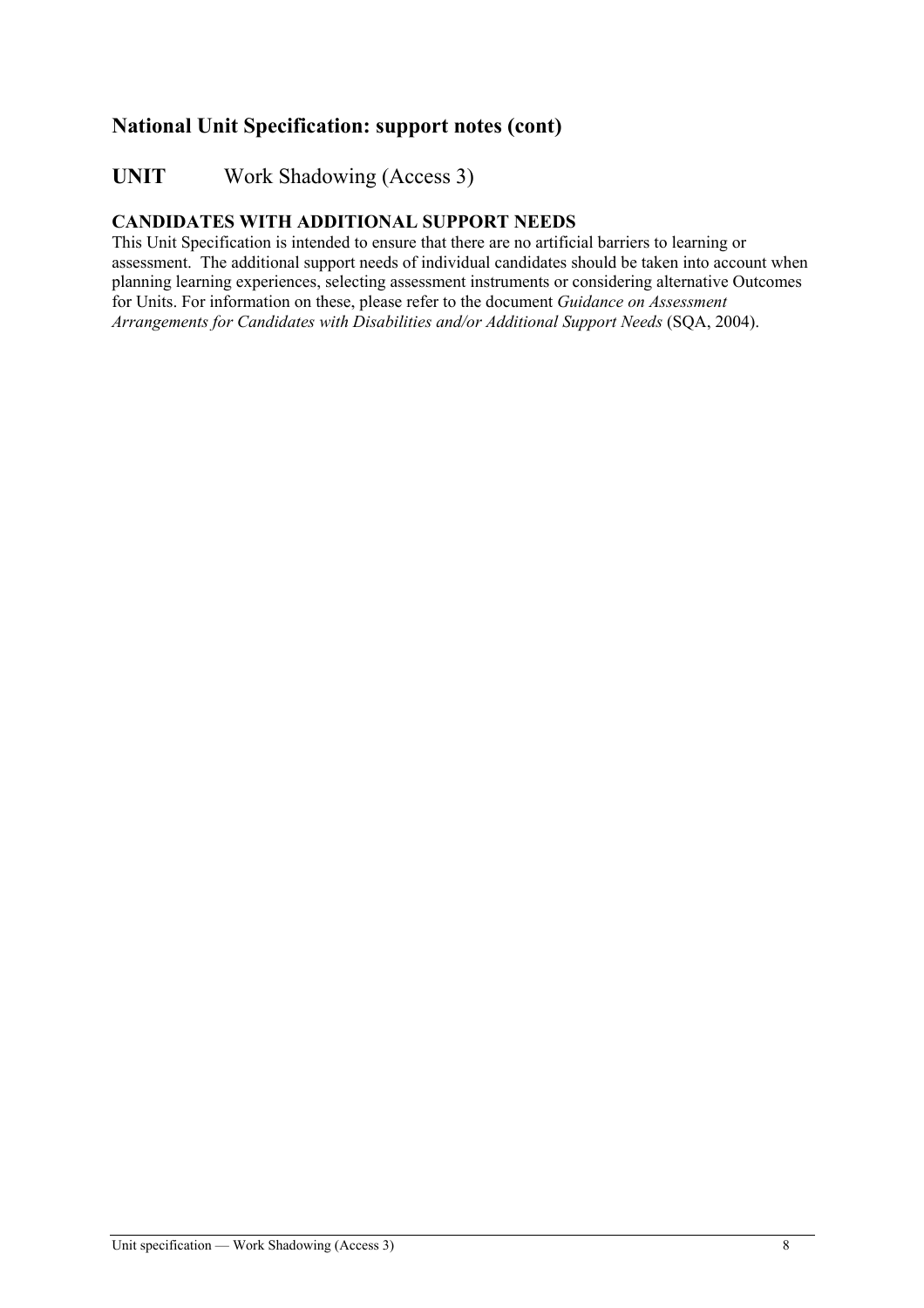## National Unit Specification: support notes (cont)

**UNIT** Work Shadowing (Access 3)

### CANDIDATES WITH ADDITIONAL SUPPORT NEEDS

This Unit Specification is intended to ensure that there are no artificial barriers to learning or assessment. The additional support needs of individual candidates should be taken into account when planning learning experiences, selecting assessment instruments or considering alternative Outcomes for Units. For information on these, please refer to the document *Guidance on Assessment Arrangements for Candidates with Disabilities and/or Additional Support Needs* (SQA, 2004).